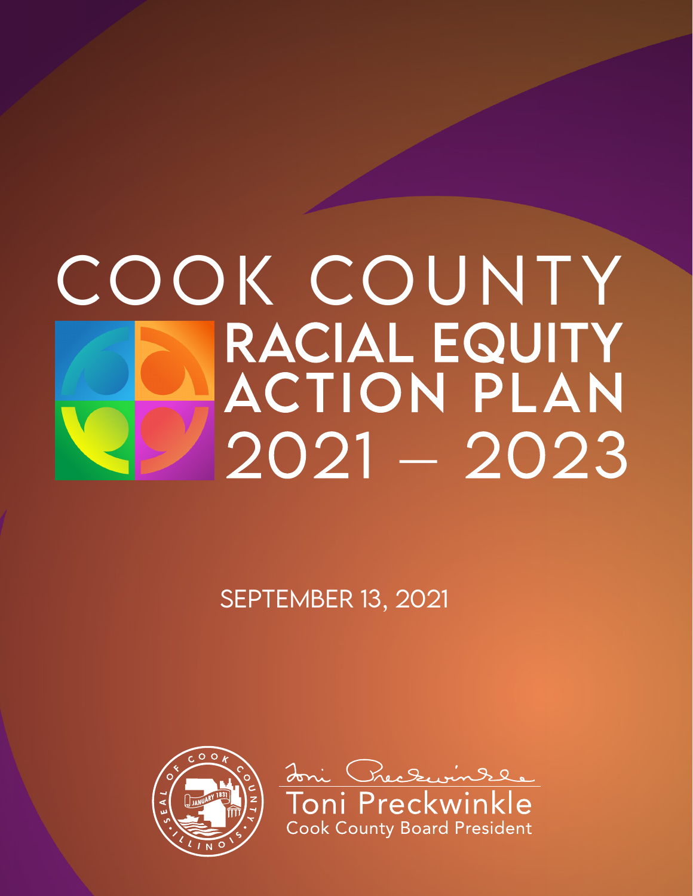# COOK COUNTY RACIAL EQUITY ACTION PLAN 2021 – 2023

SEPTEMBER 13, 2021

Toni Preckwinkle
Cook County Board President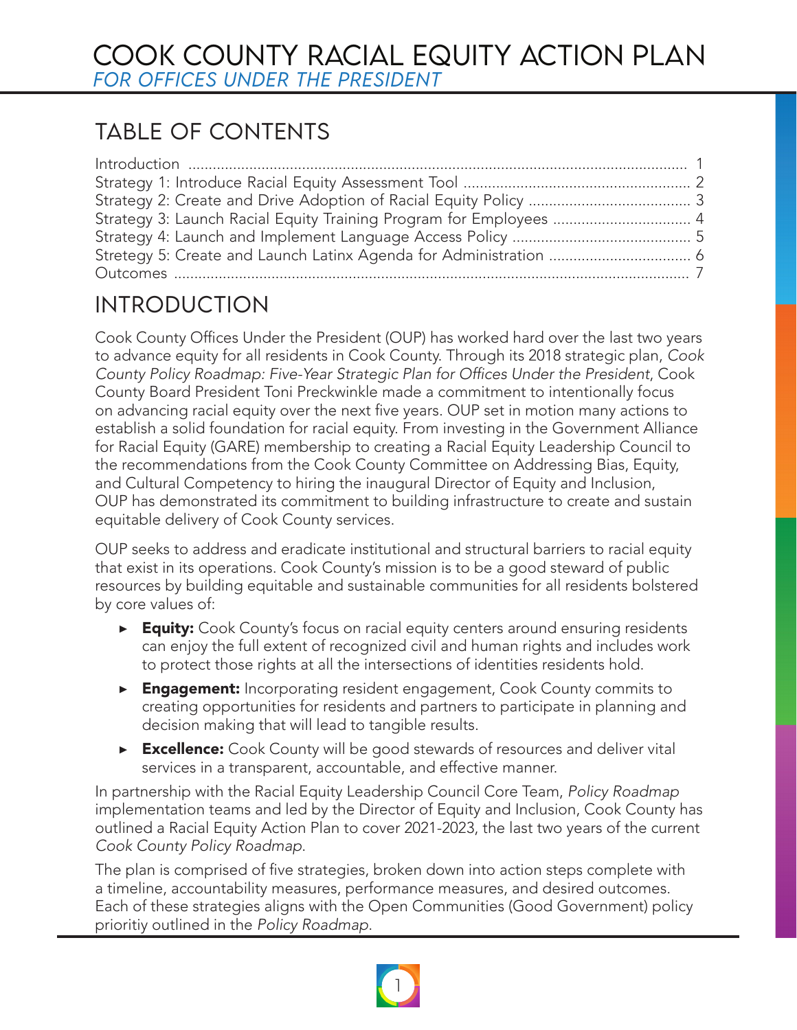# COOK COUNTY RACIAL EQUITY ACTION PLAN
*FOR OFFICES UNDER THE PRESIDENT*

## TABLE OF CONTENTS

Introduction .......... 1
Strategy 1: Introduce Racial Equity Assessment Tool .......... 2
Strategy 2: Create and Drive Adoption of Racial Equity Policy .......... 3
Strategy 3: Launch Racial Equity Training Program for Employees .......... 4
Strategy 4: Launch and Implement Language Access Policy .......... 5
Stretegy 5: Create and Launch Latinx Agenda for Administration .......... 6
Outcomes .......... 7

## INTRODUCTION

Cook County Offices Under the President (OUP) has worked hard over the last two years to advance equity for all residents in Cook County. Through its 2018 strategic plan, *Cook County Policy Roadmap: Five-Year Strategic Plan for Offices Under the President*, Cook County Board President Toni Preckwinkle made a commitment to intentionally focus on advancing racial equity over the next five years. OUP set in motion many actions to establish a solid foundation for racial equity. From investing in the Government Alliance for Racial Equity (GARE) membership to creating a Racial Equity Leadership Council to the recommendations from the Cook County Committee on Addressing Bias, Equity, and Cultural Competency to hiring the inaugural Director of Equity and Inclusion, OUP has demonstrated its commitment to building infrastructure to create and sustain equitable delivery of Cook County services.

OUP seeks to address and eradicate institutional and structural barriers to racial equity that exist in its operations. Cook County's mission is to be a good steward of public resources by building equitable and sustainable communities for all residents bolstered by core values of:

- **Equity:** Cook County's focus on racial equity centers around ensuring residents can enjoy the full extent of recognized civil and human rights and includes work to protect those rights at all the intersections of identities residents hold.
- **Engagement:** Incorporating resident engagement, Cook County commits to creating opportunities for residents and partners to participate in planning and decision making that will lead to tangible results.
- **Excellence:** Cook County will be good stewards of resources and deliver vital services in a transparent, accountable, and effective manner.

In partnership with the Racial Equity Leadership Council Core Team, *Policy Roadmap* implementation teams and led by the Director of Equity and Inclusion, Cook County has outlined a Racial Equity Action Plan to cover 2021-2023, the last two years of the current *Cook County Policy Roadmap*.

The plan is comprised of five strategies, broken down into action steps complete with a timeline, accountability measures, performance measures, and desired outcomes. Each of these strategies aligns with the Open Communities (Good Government) policy prioritiy outlined in the *Policy Roadmap*.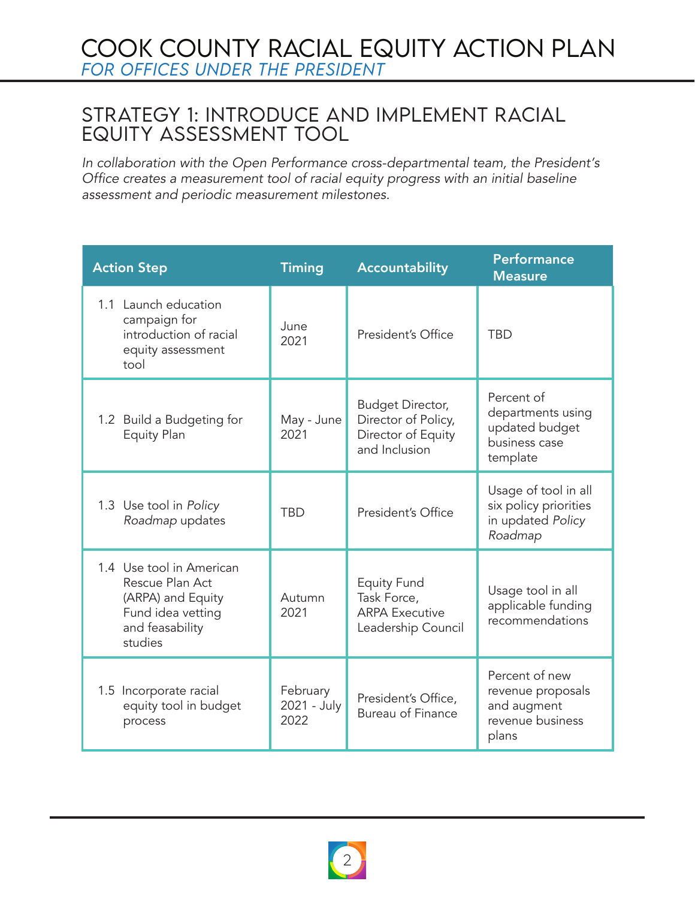# COOK COUNTY RACIAL EQUITY ACTION PLAN
*FOR OFFICES UNDER THE PRESIDENT*

## STRATEGY 1: INTRODUCE AND IMPLEMENT RACIAL EQUITY ASSESSMENT TOOL

*In collaboration with the Open Performance cross-departmental team, the President's Office creates a measurement tool of racial equity progress with an initial baseline assessment and periodic measurement milestones.*

| Action Step | Timing | Accountability | Performance Measure |
|---|---|---|---|
| 1.1 Launch education campaign for introduction of racial equity assessment tool | June 2021 | President's Office | TBD |
| 1.2 Build a Budgeting for Equity Plan | May - June 2021 | Budget Director, Director of Policy, Director of Equity and Inclusion | Percent of departments using updated budget business case template |
| 1.3 Use tool in *Policy Roadmap* updates | TBD | President's Office | Usage of tool in all six policy priorities in updated *Policy Roadmap* |
| 1.4 Use tool in American Rescue Plan Act (ARPA) and Equity Fund idea vetting and feasability studies | Autumn 2021 | Equity Fund Task Force, ARPA Executive Leadership Council | Usage tool in all applicable funding recommendations |
| 1.5 Incorporate racial equity tool in budget process | February 2021 - July 2022 | President's Office, Bureau of Finance | Percent of new revenue proposals and augment revenue business plans |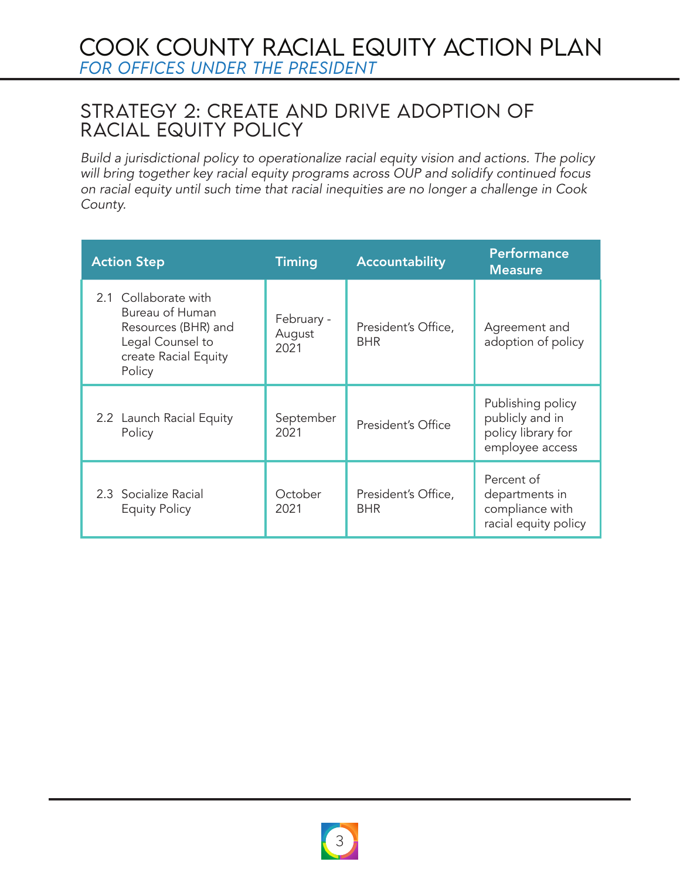# COOK COUNTY RACIAL EQUITY ACTION PLAN

*FOR OFFICES UNDER THE PRESIDENT*

## STRATEGY 2: CREATE AND DRIVE ADOPTION OF RACIAL EQUITY POLICY

*Build a jurisdictional policy to operationalize racial equity vision and actions. The policy will bring together key racial equity programs across OUP and solidify continued focus on racial equity until such time that racial inequities are no longer a challenge in Cook County.*

| Action Step | Timing | Accountability | Performance Measure |
|---|---|---|---|
| 2.1 Collaborate with Bureau of Human Resources (BHR) and Legal Counsel to create Racial Equity Policy | February - August 2021 | President's Office, BHR | Agreement and adoption of policy |
| 2.2 Launch Racial Equity Policy | September 2021 | President's Office | Publishing policy publicly and in policy library for employee access |
| 2.3 Socialize Racial Equity Policy | October 2021 | President's Office, BHR | Percent of departments in compliance with racial equity policy |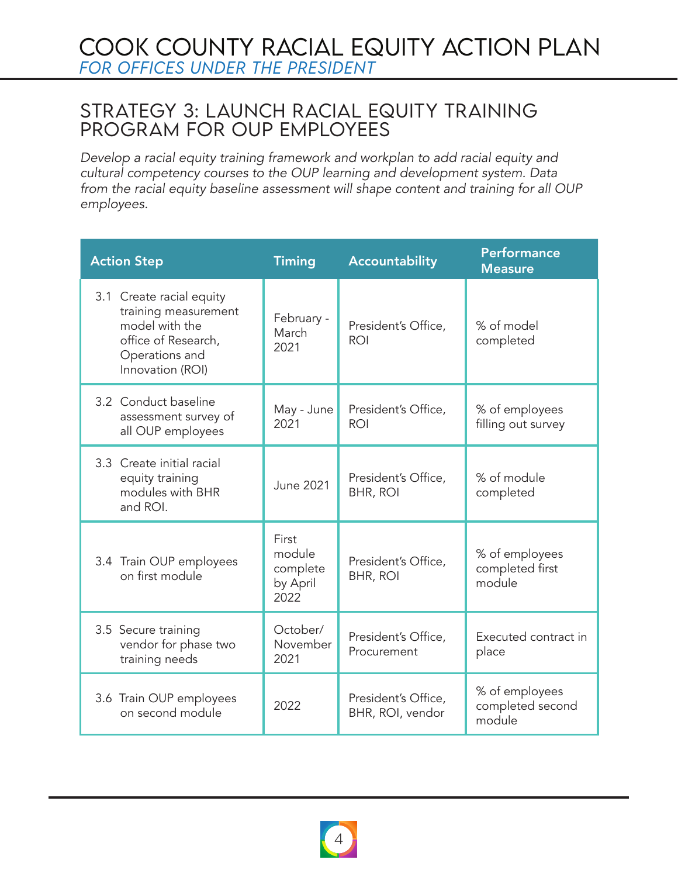## STRATEGY 3: LAUNCH RACIAL EQUITY TRAINING PROGRAM FOR OUP EMPLOYEES

*Develop a racial equity training framework and workplan to add racial equity and cultural competency courses to the OUP learning and development system. Data from the racial equity baseline assessment will shape content and training for all OUP employees.*

| Action Step | Timing | Accountability | Performance Measure |
|---|---|---|---|
| 3.1 Create racial equity training measurement model with the office of Research, Operations and Innovation (ROI) | February - March 2021 | President's Office, ROI | % of model completed |
| 3.2 Conduct baseline assessment survey of all OUP employees | May - June 2021 | President's Office, ROI | % of employees filling out survey |
| 3.3 Create initial racial equity training modules with BHR and ROI. | June 2021 | President's Office, BHR, ROI | % of module completed |
| 3.4 Train OUP employees on first module | First module complete by April 2022 | President's Office, BHR, ROI | % of employees completed first module |
| 3.5 Secure training vendor for phase two training needs | October/ November 2021 | President's Office, Procurement | Executed contract in place |
| 3.6 Train OUP employees on second module | 2022 | President's Office, BHR, ROI, vendor | % of employees completed second module |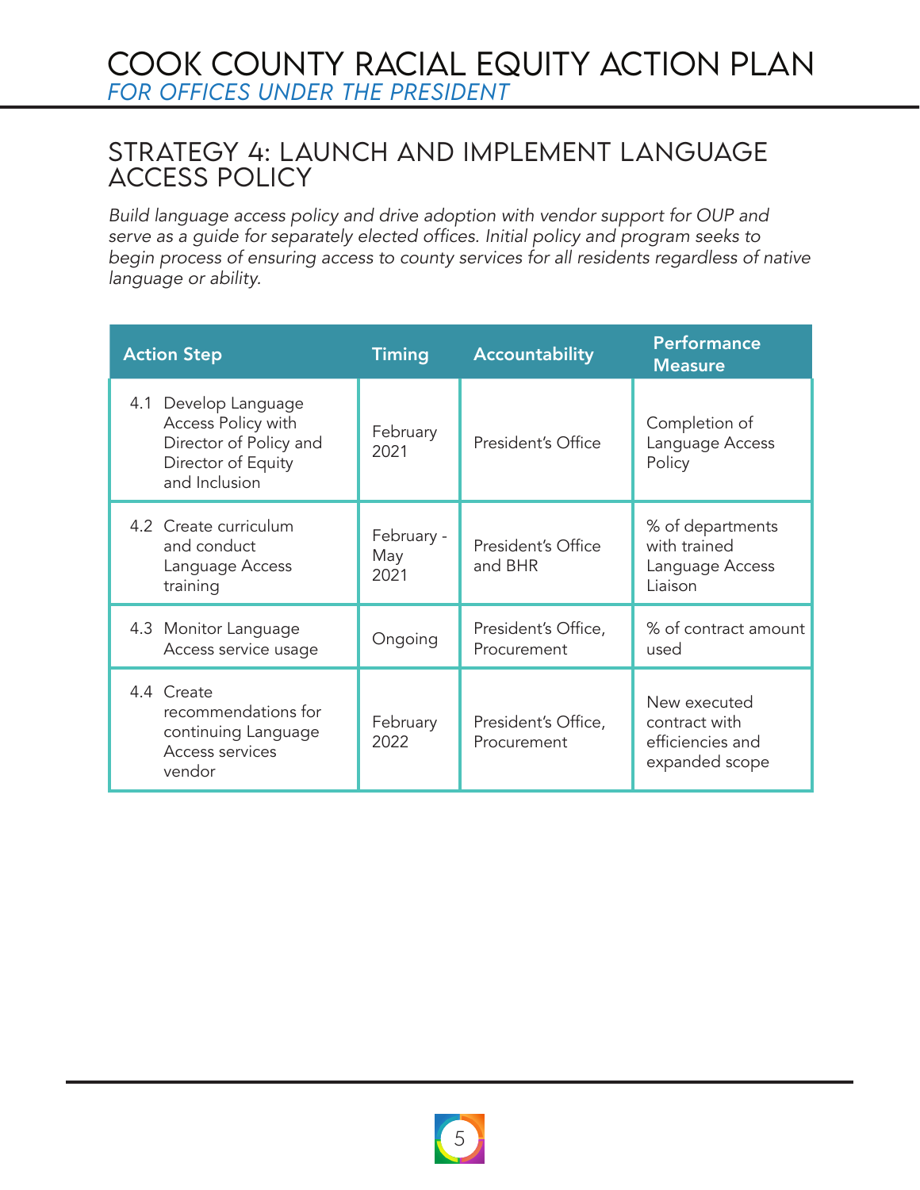## STRATEGY 4: LAUNCH AND IMPLEMENT LANGUAGE ACCESS POLICY

*Build language access policy and drive adoption with vendor support for OUP and serve as a guide for separately elected offices. Initial policy and program seeks to begin process of ensuring access to county services for all residents regardless of native language or ability.*

| Action Step | Timing | Accountability | Performance Measure |
|---|---|---|---|
| 4.1 Develop Language Access Policy with Director of Policy and Director of Equity and Inclusion | February 2021 | President's Office | Completion of Language Access Policy |
| 4.2 Create curriculum and conduct Language Access training | February - May 2021 | President's Office and BHR | % of departments with trained Language Access Liaison |
| 4.3 Monitor Language Access service usage | Ongoing | President's Office, Procurement | % of contract amount used |
| 4.4 Create recommendations for continuing Language Access services vendor | February 2022 | President's Office, Procurement | New executed contract with efficiencies and expanded scope |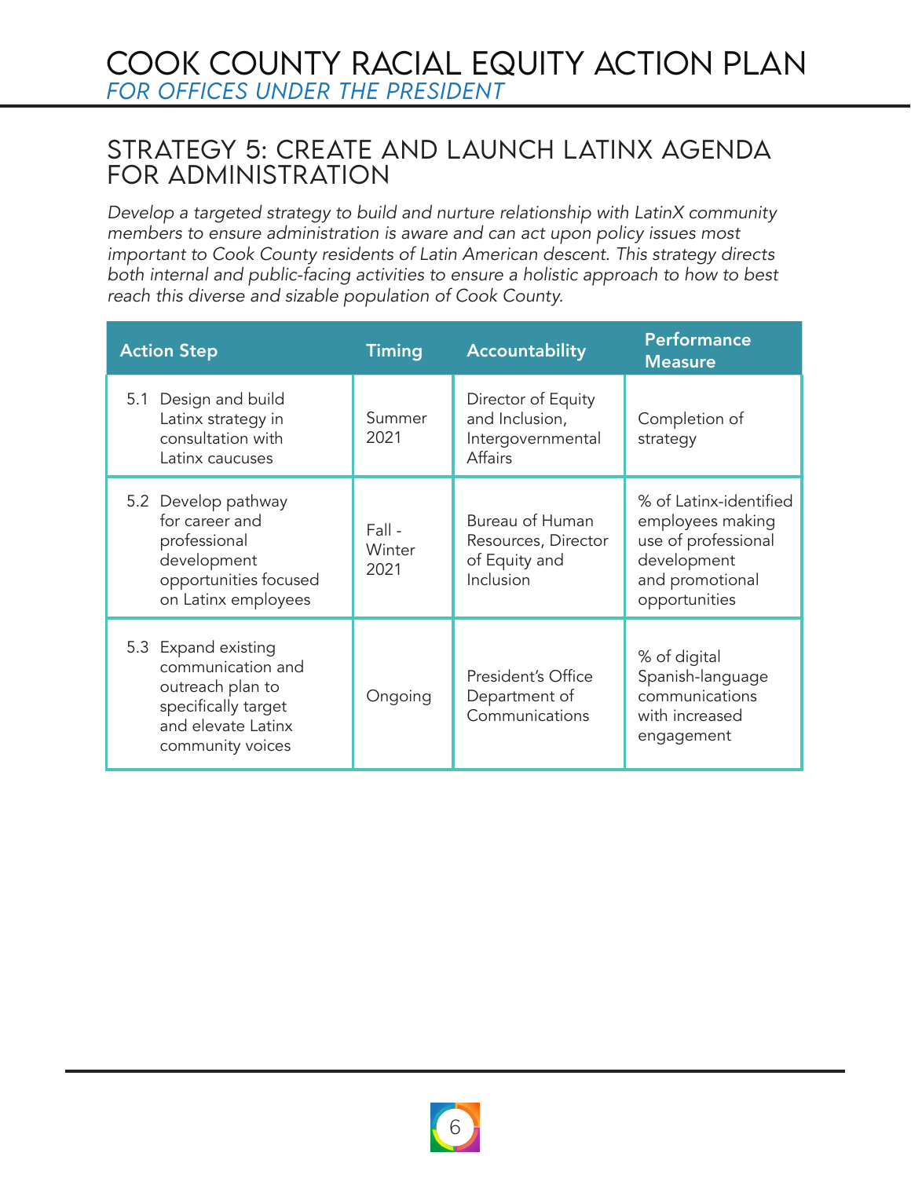## STRATEGY 5: CREATE AND LAUNCH LATINX AGENDA FOR ADMINISTRATION

*Develop a targeted strategy to build and nurture relationship with LatinX community members to ensure administration is aware and can act upon policy issues most important to Cook County residents of Latin American descent. This strategy directs both internal and public-facing activities to ensure a holistic approach to how to best reach this diverse and sizable population of Cook County.*

| Action Step | Timing | Accountability | Performance Measure |
|---|---|---|---|
| 5.1 Design and build Latinx strategy in consultation with Latinx caucuses | Summer 2021 | Director of Equity and Inclusion, Intergovernmental Affairs | Completion of strategy |
| 5.2 Develop pathway for career and professional development opportunities focused on Latinx employees | Fall - Winter 2021 | Bureau of Human Resources, Director of Equity and Inclusion | % of Latinx-identified employees making use of professional development and promotional opportunities |
| 5.3 Expand existing communication and outreach plan to specifically target and elevate Latinx community voices | Ongoing | President's Office Department of Communications | % of digital Spanish-language communications with increased engagement |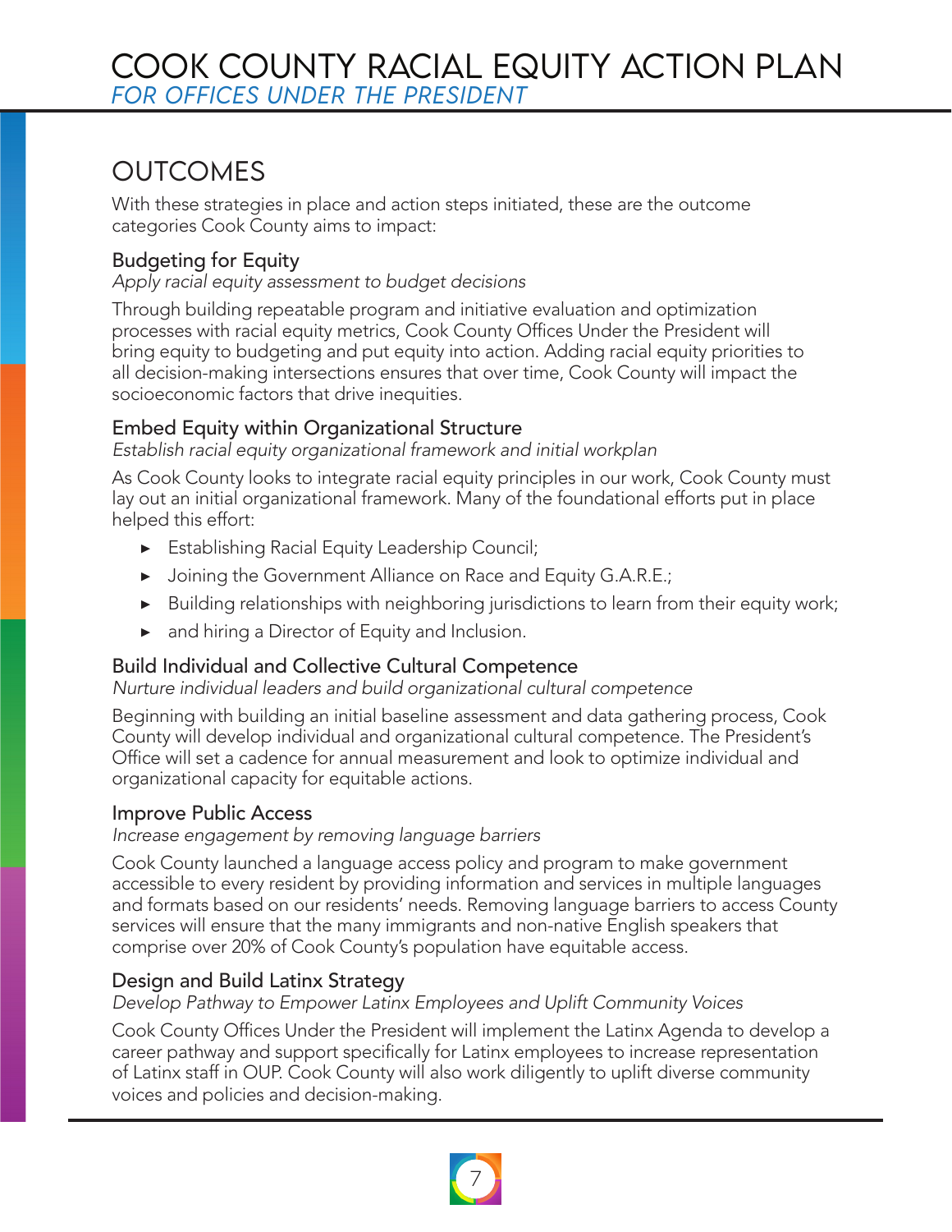## OUTCOMES

With these strategies in place and action steps initiated, these are the outcome categories Cook County aims to impact:

### Budgeting for Equity

*Apply racial equity assessment to budget decisions*

Through building repeatable program and initiative evaluation and optimization processes with racial equity metrics, Cook County Offices Under the President will bring equity to budgeting and put equity into action. Adding racial equity priorities to all decision-making intersections ensures that over time, Cook County will impact the socioeconomic factors that drive inequities.

### Embed Equity within Organizational Structure

*Establish racial equity organizational framework and initial workplan*

As Cook County looks to integrate racial equity principles in our work, Cook County must lay out an initial organizational framework. Many of the foundational efforts put in place helped this effort:

- Establishing Racial Equity Leadership Council;
- Joining the Government Alliance on Race and Equity G.A.R.E.;
- Building relationships with neighboring jurisdictions to learn from their equity work;
- and hiring a Director of Equity and Inclusion.

### Build Individual and Collective Cultural Competence

*Nurture individual leaders and build organizational cultural competence*

Beginning with building an initial baseline assessment and data gathering process, Cook County will develop individual and organizational cultural competence. The President's Office will set a cadence for annual measurement and look to optimize individual and organizational capacity for equitable actions.

### Improve Public Access

*Increase engagement by removing language barriers*

Cook County launched a language access policy and program to make government accessible to every resident by providing information and services in multiple languages and formats based on our residents' needs. Removing language barriers to access County services will ensure that the many immigrants and non-native English speakers that comprise over 20% of Cook County's population have equitable access.

### Design and Build Latinx Strategy

*Develop Pathway to Empower Latinx Employees and Uplift Community Voices*

Cook County Offices Under the President will implement the Latinx Agenda to develop a career pathway and support specifically for Latinx employees to increase representation of Latinx staff in OUP. Cook County will also work diligently to uplift diverse community voices and policies and decision-making.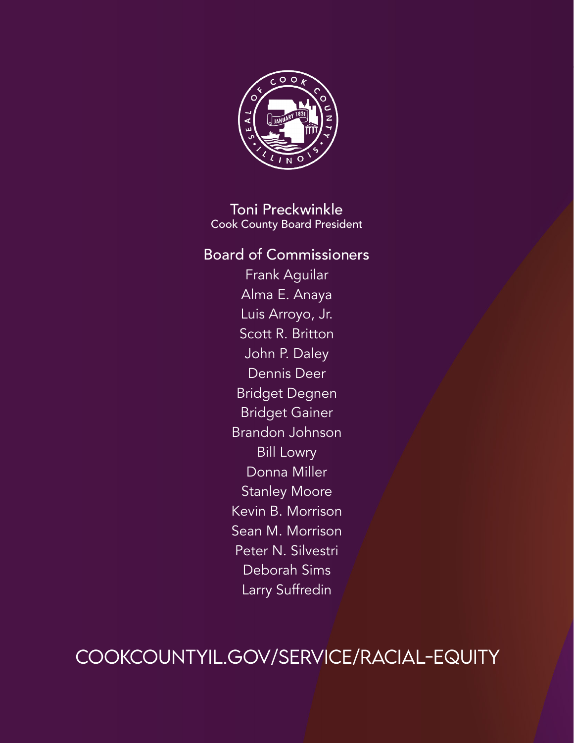Toni Preckwinkle
Cook County Board President

## Board of Commissioners

Frank Aguilar
Alma E. Anaya
Luis Arroyo, Jr.
Scott R. Britton
John P. Daley
Dennis Deer
Bridget Degnen
Bridget Gainer
Brandon Johnson
Bill Lowry
Donna Miller
Stanley Moore
Kevin B. Morrison
Sean M. Morrison
Peter N. Silvestri
Deborah Sims
Larry Suffredin

COOKCOUNTYIL.GOV/SERVICE/RACIAL-EQUITY